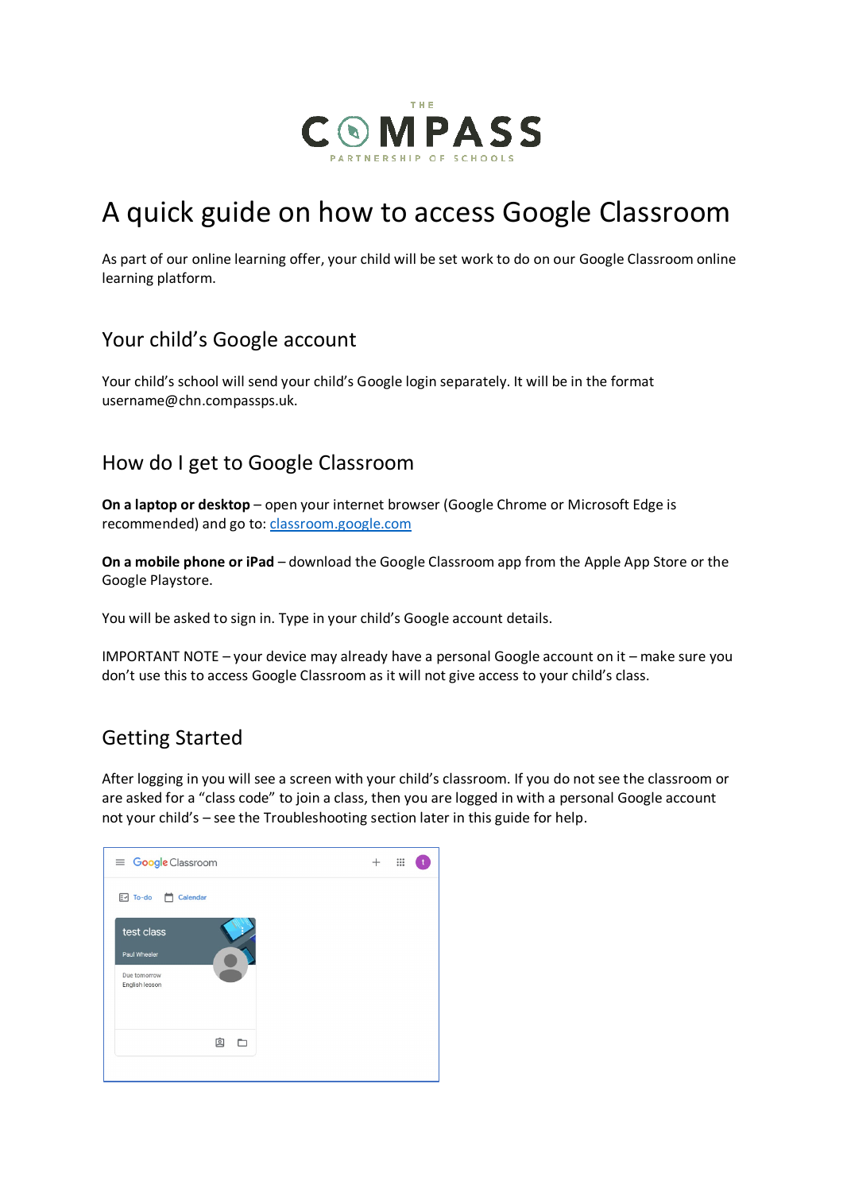# A quick guide on how to access Google Classroom

As part of our online learning offer, your child will be set work to do on our Google Classroom online learning platform.

## Your child's Google account

Your child's school will send your child's Google login separately. It will be in the format username@chn.compassps.uk.

## How do I get to Google Classroom

**On a laptop or desktop** – open your internet browser (Google Chrome or Microsoft Edge is recommended) and go to: [classroom.google.com](classroom.google.com)

**On a mobile phone or iPad** – download the Google Classroom app from the Apple App Store or the Google Playstore.

You will be asked to sign in. Type in your child's Google account details.

IMPORTANT NOTE – your device may already have a personal Google account on it – make sure you don't use this to access Google Classroom as it will not give access to your child's class.

## Getting Started

After logging in you will see a screen with your child's classroom. If you do not see the classroom or are asked for a "class code" to join a class, then you are logged in with a personal Google account not your child's – see the Troubleshooting section later in this guide for help.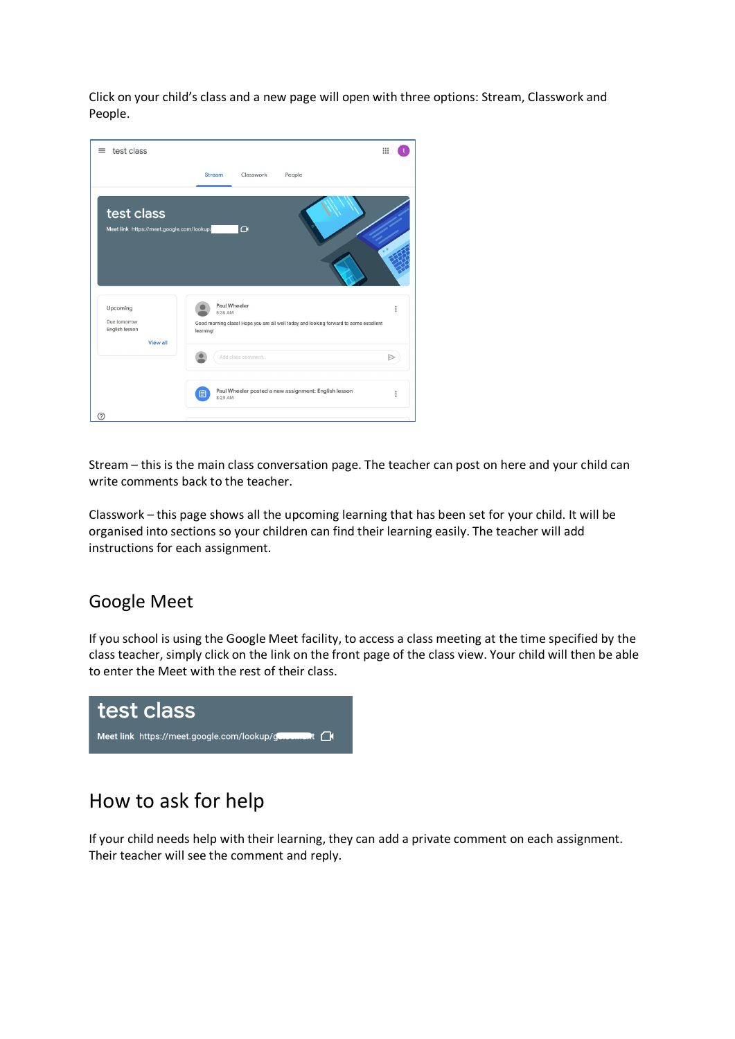Click on your child's class and a new page will open with three options: Stream, Classwork and People.

Stream – this is the main class conversation page. The teacher can post on here and your child can write comments back to the teacher.

Classwork – this page shows all the upcoming learning that has been set for your child. It will be organised into sections so your children can find their learning easily. The teacher will add instructions for each assignment.

## Google Meet

If you school is using the Google Meet facility, to access a class meeting at the time specified by the class teacher, simply click on the link on the front page of the class view. Your child will then be able to enter the Meet with the rest of their class.

## How to ask for help

If your child needs help with their learning, they can add a private comment on each assignment. Their teacher will see the comment and reply.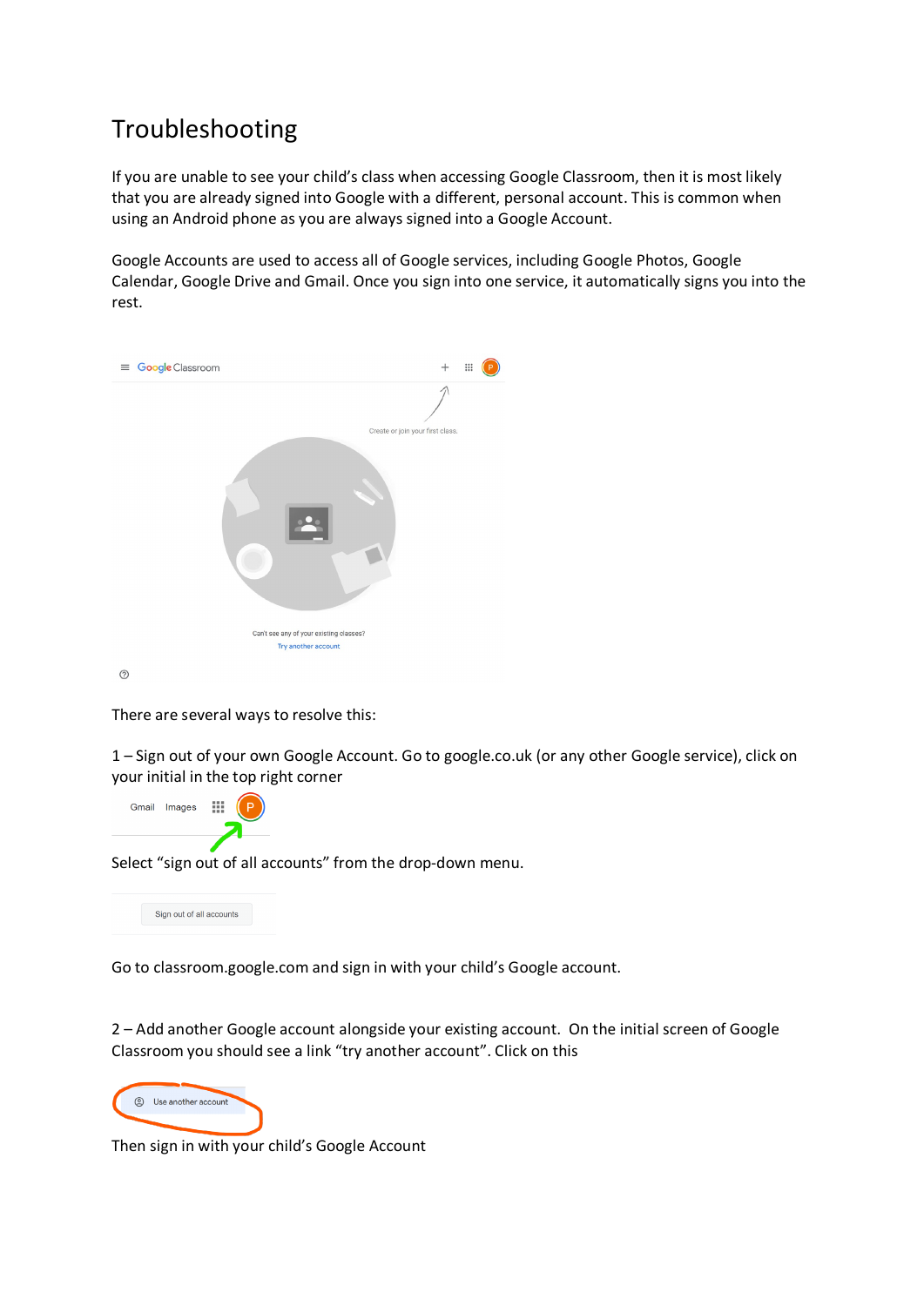# Troubleshooting

If you are unable to see your child's class when accessing Google Classroom, then it is most likely that you are already signed into Google with a different, personal account. This is common when using an Android phone as you are always signed into a Google Account.

Google Accounts are used to access all of Google services, including Google Photos, Google Calendar, Google Drive and Gmail. Once you sign into one service, it automatically signs you into the rest.

There are several ways to resolve this:

1 – Sign out of your own Google Account. Go to google.co.uk (or any other Google service), click on your initial in the top right corner

Select "sign out of all accounts" from the drop-down menu.

Go to classroom.google.com and sign in with your child's Google account.

2 – Add another Google account alongside your existing account. On the initial screen of Google Classroom you should see a link "try another account". Click on this

Then sign in with your child's Google Account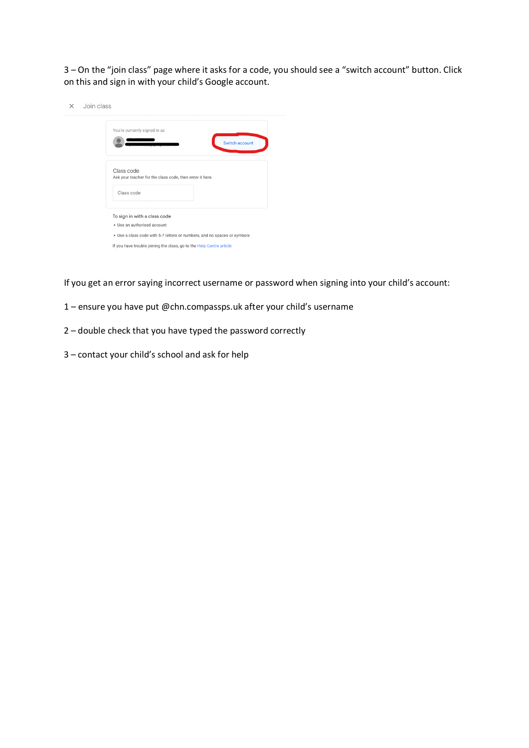3 – On the “join class” page where it asks for a code, you should see a “switch account” button. Click on this and sign in with your child’s Google account.

If you get an error saying incorrect username or password when signing into your child’s account:

1 – ensure you have put @chn.compassps.uk after your child’s username

2 – double check that you have typed the password correctly

3 – contact your child’s school and ask for help